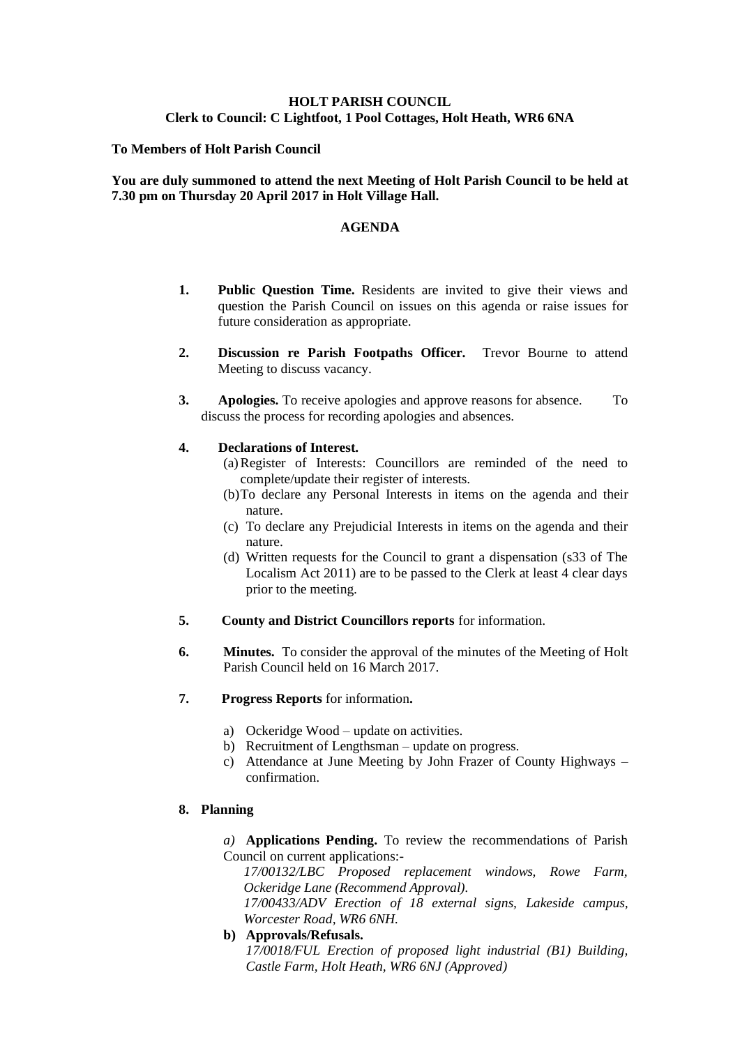**HOLT PARISH COUNCIL**
**Clerk to Council: C Lightfoot, 1 Pool Cottages, Holt Heath, WR6 6NA**

**To Members of Holt Parish Council**

**You are duly summoned to attend the next Meeting of Holt Parish Council to be held at 7.30 pm on Thursday 20 April 2017 in Holt Village Hall.**

## AGENDA

1. **Public Question Time.** Residents are invited to give their views and question the Parish Council on issues on this agenda or raise issues for future consideration as appropriate.

2. **Discussion re Parish Footpaths Officer.** Trevor Bourne to attend Meeting to discuss vacancy.

3. **Apologies.** To receive apologies and approve reasons for absence. To discuss the process for recording apologies and absences.

4. **Declarations of Interest.**
   - (a) Register of Interests: Councillors are reminded of the need to complete/update their register of interests.
   - (b) To declare any Personal Interests in items on the agenda and their nature.
   - (c) To declare any Prejudicial Interests in items on the agenda and their nature.
   - (d) Written requests for the Council to grant a dispensation (s33 of The Localism Act 2011) are to be passed to the Clerk at least 4 clear days prior to the meeting.

5. **County and District Councillors reports** for information.

6. **Minutes.** To consider the approval of the minutes of the Meeting of Holt Parish Council held on 16 March 2017.

7. **Progress Reports** for information**.**
   - a) Ockeridge Wood – update on activities.
   - b) Recruitment of Lengthsman – update on progress.
   - c) Attendance at June Meeting by John Frazer of County Highways – confirmation.

8. **Planning**

   *a)* **Applications Pending.** To review the recommendations of Parish Council on current applications:-

   *17/00132/LBC Proposed replacement windows, Rowe Farm, Ockeridge Lane (Recommend Approval).*

   *17/00433/ADV Erection of 18 external signs, Lakeside campus, Worcester Road, WR6 6NH.*

   **b) Approvals/Refusals.**

   *17/0018/FUL Erection of proposed light industrial (B1) Building, Castle Farm, Holt Heath, WR6 6NJ (Approved)*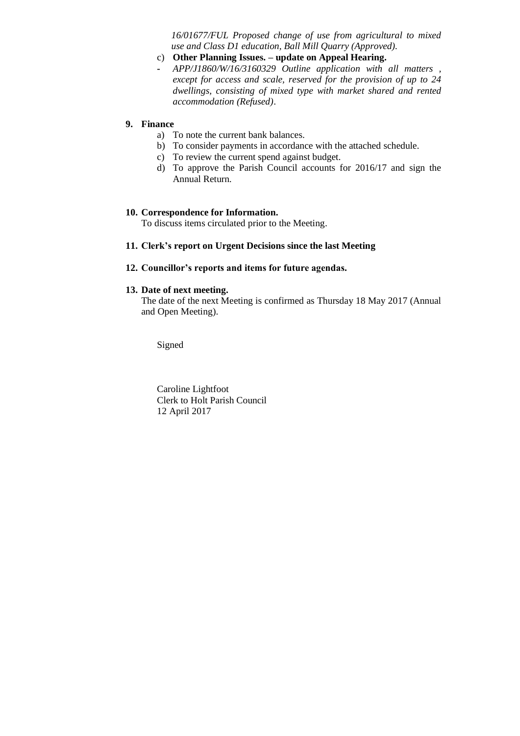*16/01677/FUL Proposed change of use from agricultural to mixed use and Class D1 education, Ball Mill Quarry (Approved).*

c) **Other Planning Issues. – update on Appeal Hearing.**

- *APP/J1860/W/16/3160329 Outline application with all matters , except for access and scale, reserved for the provision of up to 24 dwellings, consisting of mixed type with market shared and rented accommodation (Refused).*

**9. Finance**

a) To note the current bank balances.
b) To consider payments in accordance with the attached schedule.
c) To review the current spend against budget.
d) To approve the Parish Council accounts for 2016/17 and sign the Annual Return.

**10. Correspondence for Information.**

To discuss items circulated prior to the Meeting.

**11. Clerk's report on Urgent Decisions since the last Meeting**

**12. Councillor's reports and items for future agendas.**

**13. Date of next meeting.**

The date of the next Meeting is confirmed as Thursday 18 May 2017 (Annual and Open Meeting).

Signed

Caroline Lightfoot
Clerk to Holt Parish Council
12 April 2017